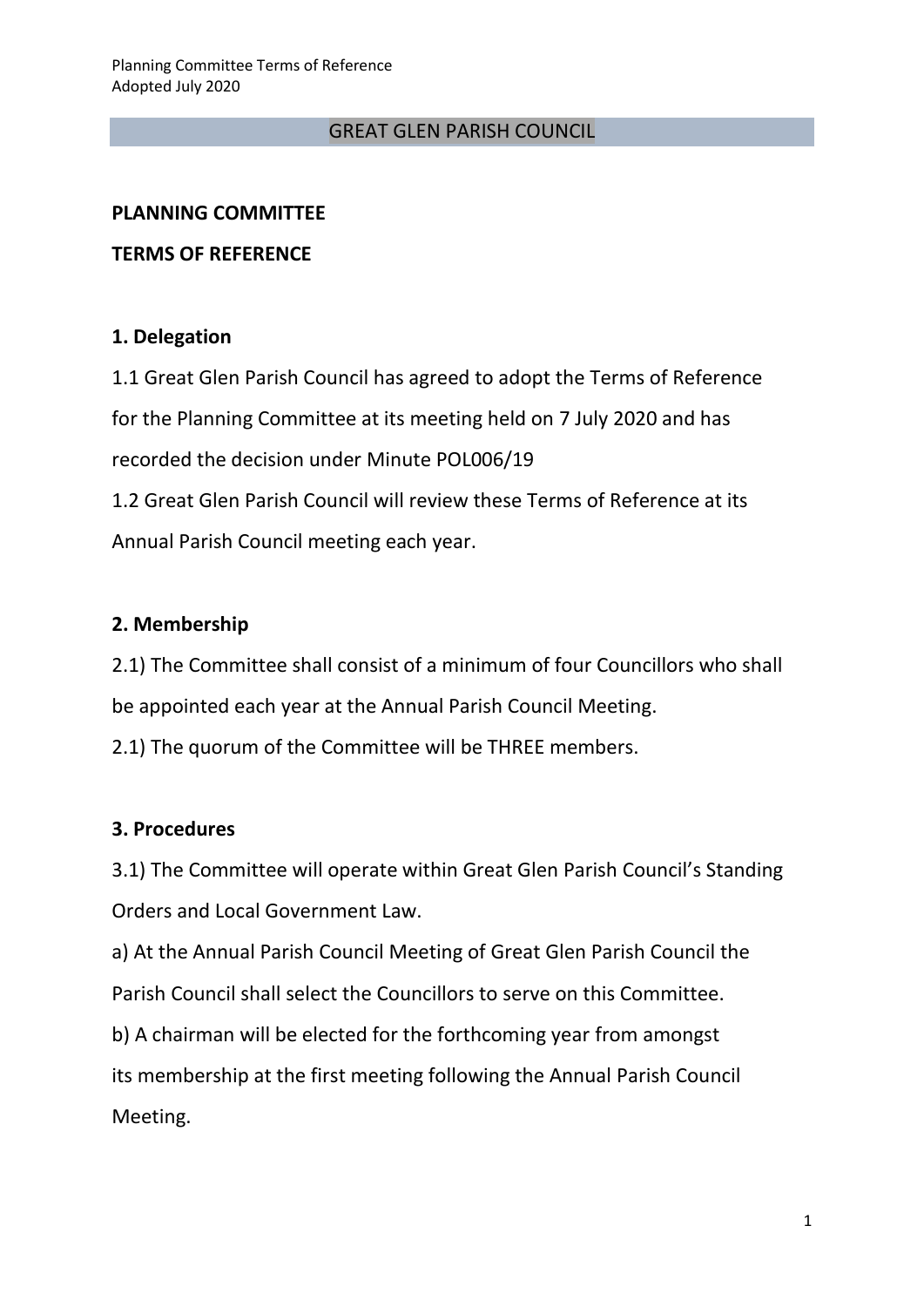# GREAT GLEN PARISH COUNCIL

**PLANNING COMMITTEE**

**TERMS OF REFERENCE**

## 1. Delegation

1.1 Great Glen Parish Council has agreed to adopt the Terms of Reference for the Planning Committee at its meeting held on 7 July 2020 and has recorded the decision under Minute POL006/19

1.2 Great Glen Parish Council will review these Terms of Reference at its Annual Parish Council meeting each year.

## 2. Membership

2.1) The Committee shall consist of a minimum of four Councillors who shall be appointed each year at the Annual Parish Council Meeting.

2.1) The quorum of the Committee will be THREE members.

## 3. Procedures

3.1) The Committee will operate within Great Glen Parish Council's Standing Orders and Local Government Law.

a) At the Annual Parish Council Meeting of Great Glen Parish Council the Parish Council shall select the Councillors to serve on this Committee.

b) A chairman will be elected for the forthcoming year from amongst its membership at the first meeting following the Annual Parish Council Meeting.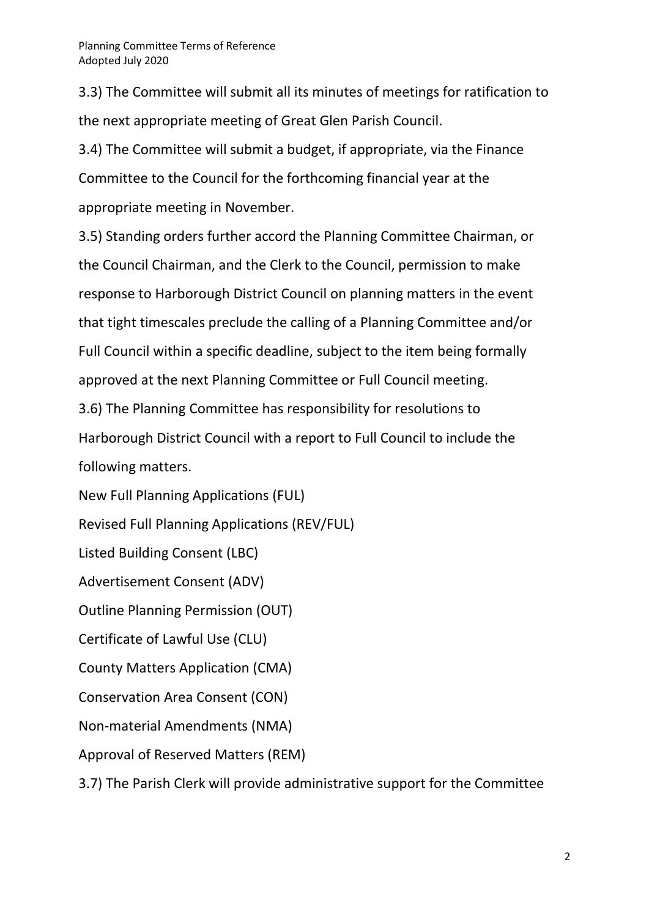3.3) The Committee will submit all its minutes of meetings for ratification to the next appropriate meeting of Great Glen Parish Council.

3.4) The Committee will submit a budget, if appropriate, via the Finance Committee to the Council for the forthcoming financial year at the appropriate meeting in November.

3.5) Standing orders further accord the Planning Committee Chairman, or the Council Chairman, and the Clerk to the Council, permission to make response to Harborough District Council on planning matters in the event that tight timescales preclude the calling of a Planning Committee and/or Full Council within a specific deadline, subject to the item being formally approved at the next Planning Committee or Full Council meeting.

3.6) The Planning Committee has responsibility for resolutions to Harborough District Council with a report to Full Council to include the following matters.

New Full Planning Applications (FUL)

Revised Full Planning Applications (REV/FUL)

Listed Building Consent (LBC)

Advertisement Consent (ADV)

Outline Planning Permission (OUT)

Certificate of Lawful Use (CLU)

County Matters Application (CMA)

Conservation Area Consent (CON)

Non-material Amendments (NMA)

Approval of Reserved Matters (REM)

3.7) The Parish Clerk will provide administrative support for the Committee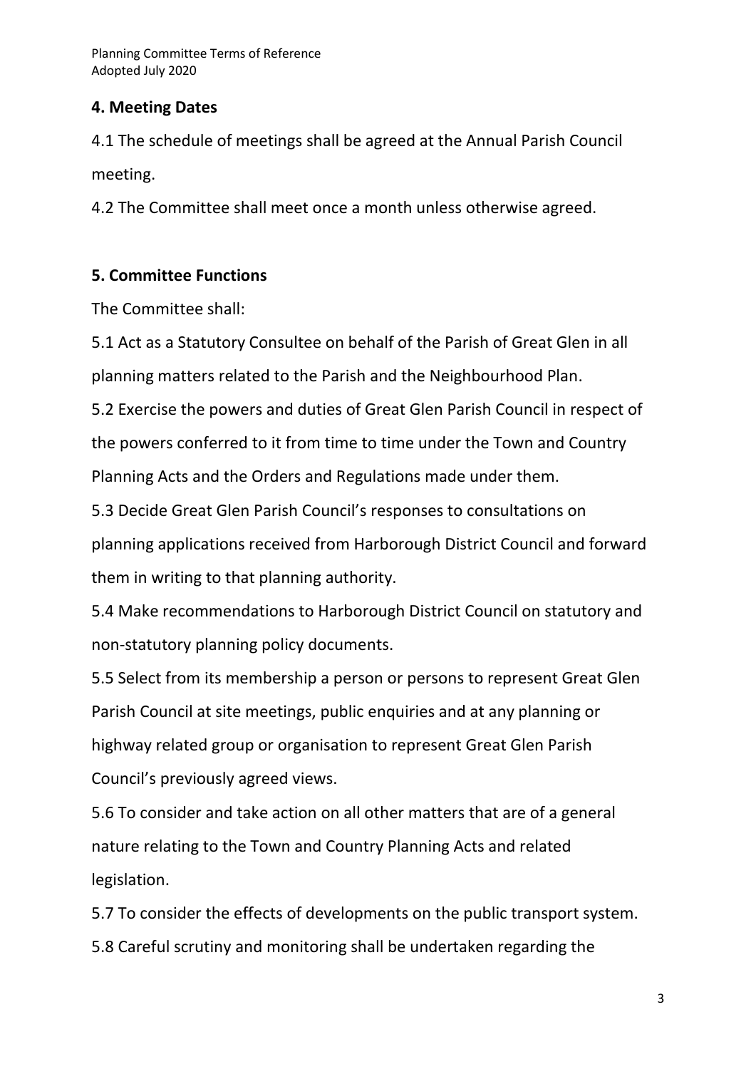## 4. Meeting Dates

4.1 The schedule of meetings shall be agreed at the Annual Parish Council meeting.

4.2 The Committee shall meet once a month unless otherwise agreed.

## 5. Committee Functions

The Committee shall:

5.1 Act as a Statutory Consultee on behalf of the Parish of Great Glen in all planning matters related to the Parish and the Neighbourhood Plan.

5.2 Exercise the powers and duties of Great Glen Parish Council in respect of the powers conferred to it from time to time under the Town and Country Planning Acts and the Orders and Regulations made under them.

5.3 Decide Great Glen Parish Council's responses to consultations on planning applications received from Harborough District Council and forward them in writing to that planning authority.

5.4 Make recommendations to Harborough District Council on statutory and non-statutory planning policy documents.

5.5 Select from its membership a person or persons to represent Great Glen Parish Council at site meetings, public enquiries and at any planning or highway related group or organisation to represent Great Glen Parish Council's previously agreed views.

5.6 To consider and take action on all other matters that are of a general nature relating to the Town and Country Planning Acts and related legislation.

5.7 To consider the effects of developments on the public transport system.

5.8 Careful scrutiny and monitoring shall be undertaken regarding the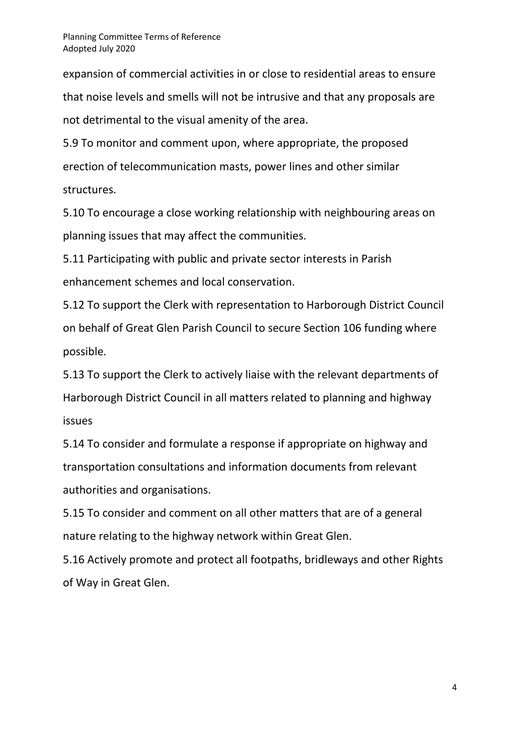expansion of commercial activities in or close to residential areas to ensure that noise levels and smells will not be intrusive and that any proposals are not detrimental to the visual amenity of the area.

5.9 To monitor and comment upon, where appropriate, the proposed erection of telecommunication masts, power lines and other similar structures.

5.10 To encourage a close working relationship with neighbouring areas on planning issues that may affect the communities.

5.11 Participating with public and private sector interests in Parish enhancement schemes and local conservation.

5.12 To support the Clerk with representation to Harborough District Council on behalf of Great Glen Parish Council to secure Section 106 funding where possible.

5.13 To support the Clerk to actively liaise with the relevant departments of Harborough District Council in all matters related to planning and highway issues

5.14 To consider and formulate a response if appropriate on highway and transportation consultations and information documents from relevant authorities and organisations.

5.15 To consider and comment on all other matters that are of a general nature relating to the highway network within Great Glen.

5.16 Actively promote and protect all footpaths, bridleways and other Rights of Way in Great Glen.